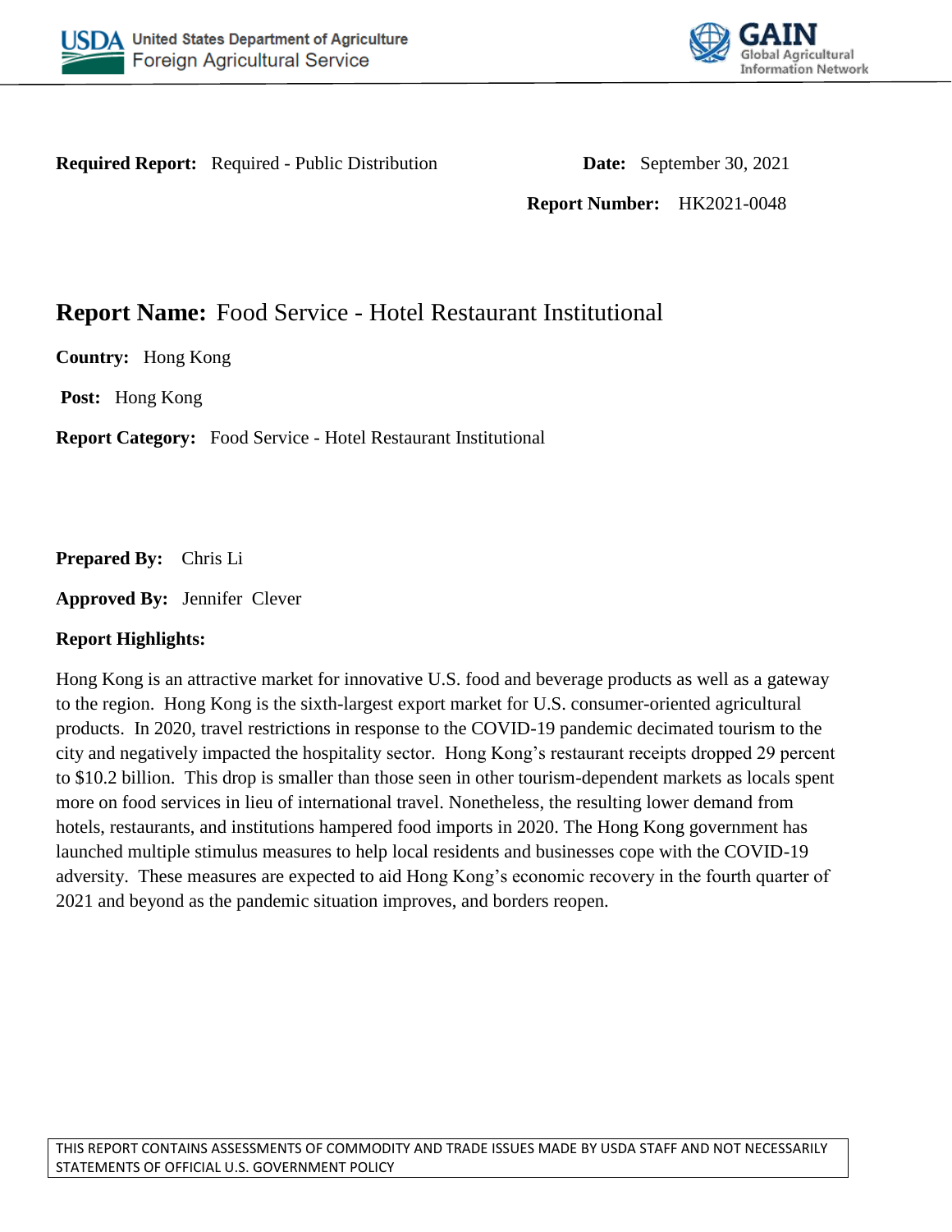**Required Report:** Required - Public Distribution

**Date:** September 30, 2021

**Report Number:** HK2021-0048

# **Report Name:** Food Service - Hotel Restaurant Institutional

**Country:** Hong Kong

**Post:** Hong Kong

**Report Category:** Food Service - Hotel Restaurant Institutional

**Prepared By:** Chris Li

**Approved By:** Jennifer Clever

**Report Highlights:**

Hong Kong is an attractive market for innovative U.S. food and beverage products as well as a gateway to the region. Hong Kong is the sixth-largest export market for U.S. consumer-oriented agricultural products. In 2020, travel restrictions in response to the COVID-19 pandemic decimated tourism to the city and negatively impacted the hospitality sector. Hong Kong's restaurant receipts dropped 29 percent to $10.2 billion. This drop is smaller than those seen in other tourism-dependent markets as locals spent more on food services in lieu of international travel. Nonetheless, the resulting lower demand from hotels, restaurants, and institutions hampered food imports in 2020. The Hong Kong government has launched multiple stimulus measures to help local residents and businesses cope with the COVID-19 adversity. These measures are expected to aid Hong Kong's economic recovery in the fourth quarter of 2021 and beyond as the pandemic situation improves, and borders reopen.

THIS REPORT CONTAINS ASSESSMENTS OF COMMODITY AND TRADE ISSUES MADE BY USDA STAFF AND NOT NECESSARILY STATEMENTS OF OFFICIAL U.S. GOVERNMENT POLICY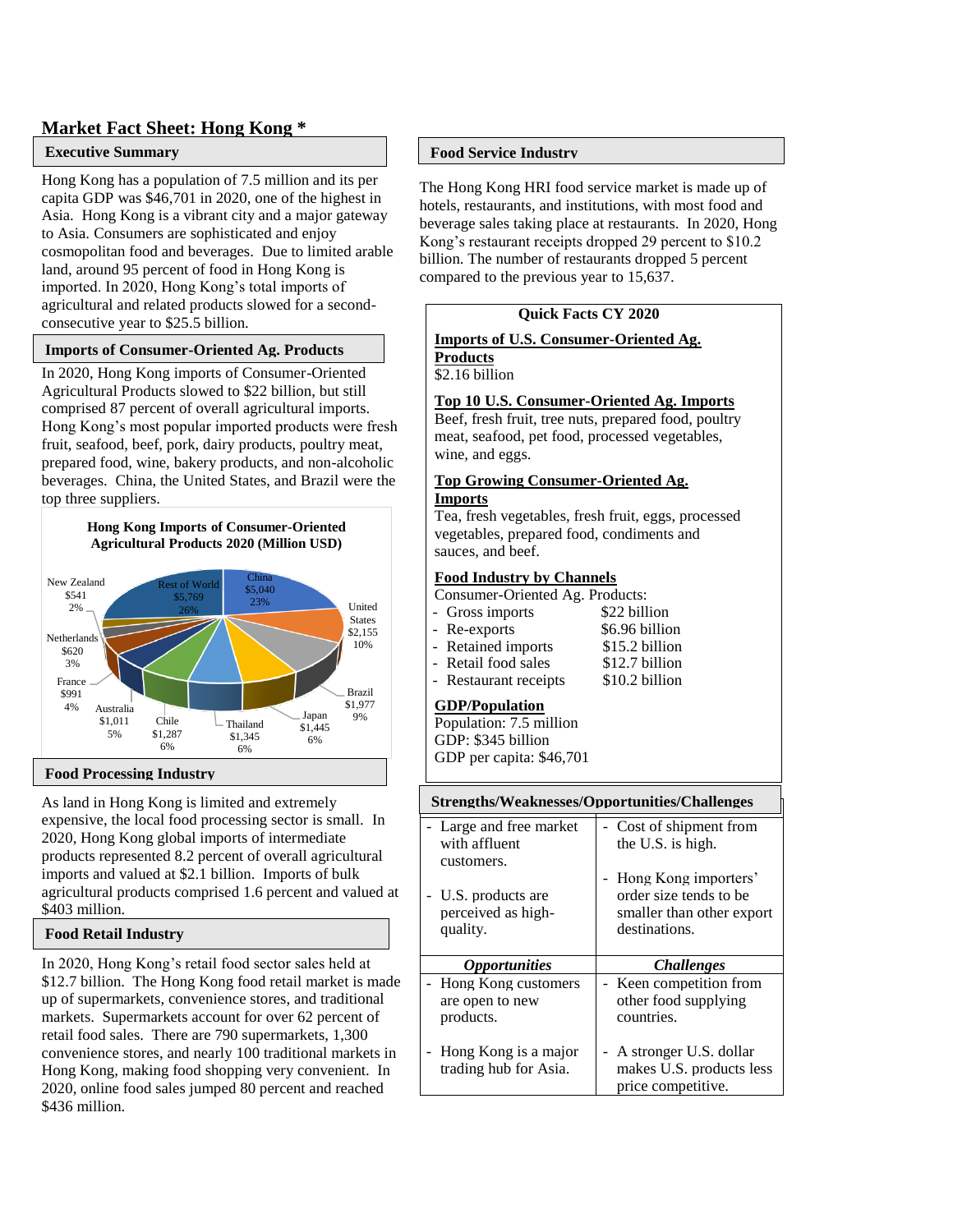# Market Fact Sheet: Hong Kong *

## Executive Summary

Hong Kong has a population of 7.5 million and its per capita GDP was $46,701 in 2020, one of the highest in Asia. Hong Kong is a vibrant city and a major gateway to Asia. Consumers are sophisticated and enjoy cosmopolitan food and beverages. Due to limited arable land, around 95 percent of food in Hong Kong is imported. In 2020, Hong Kong's total imports of agricultural and related products slowed for a second-consecutive year to $25.5 billion.

## Imports of Consumer-Oriented Ag. Products

In 2020, Hong Kong imports of Consumer-Oriented Agricultural Products slowed to $22 billion, but still comprised 87 percent of overall agricultural imports. Hong Kong's most popular imported products were fresh fruit, seafood, beef, pork, dairy products, poultry meat, prepared food, wine, bakery products, and non-alcoholic beverages. China, the United States, and Brazil were the top three suppliers.

**Hong Kong Imports of Consumer-Oriented Agricultural Products 2020 (Million USD)**

| Supplier | Value (Million USD) | Share |
|---|---|---|
| China | $5,040 | 23% |
| United States | $2,155 | 10% |
| Brazil | $1,977 | 9% |
| Japan | $1,445 | 6% |
| Thailand | $1,345 | 6% |
| Chile | $1,287 | 6% |
| Australia | $1,011 | 5% |
| France | $991 | 4% |
| Netherlands | $620 | 3% |
| New Zealand | $541 | 2% |
| Rest of World | $5,769 | 26% |

## Food Processing Industry

As land in Hong Kong is limited and extremely expensive, the local food processing sector is small. In 2020, Hong Kong global imports of intermediate products represented 8.2 percent of overall agricultural imports and valued at $2.1 billion. Imports of bulk agricultural products comprised 1.6 percent and valued at $403 million.

## Food Retail Industry

In 2020, Hong Kong's retail food sector sales held at $12.7 billion. The Hong Kong food retail market is made up of supermarkets, convenience stores, and traditional markets. Supermarkets account for over 62 percent of retail food sales. There are 790 supermarkets, 1,300 convenience stores, and nearly 100 traditional markets in Hong Kong, making food shopping very convenient. In 2020, online food sales jumped 80 percent and reached $436 million.

## Food Service Industry

The Hong Kong HRI food service market is made up of hotels, restaurants, and institutions, with most food and beverage sales taking place at restaurants. In 2020, Hong Kong's restaurant receipts dropped 29 percent to $10.2 billion. The number of restaurants dropped 5 percent compared to the previous year to 15,637.

## Quick Facts CY 2020

**Imports of U.S. Consumer-Oriented Ag. Products**

$2.16 billion

**Top 10 U.S. Consumer-Oriented Ag. Imports**

Beef, fresh fruit, tree nuts, prepared food, poultry meat, seafood, pet food, processed vegetables, wine, and eggs.

**Top Growing Consumer-Oriented Ag. Imports**

Tea, fresh vegetables, fresh fruit, eggs, processed vegetables, prepared food, condiments and sauces, and beef.

**Food Industry by Channels**

Consumer-Oriented Ag. Products:

- Gross imports $22 billion
- Re-exports $6.96 billion
- Retained imports $15.2 billion
- Retail food sales $12.7 billion
- Restaurant receipts $10.2 billion

**GDP/Population**

Population: 7.5 million
GDP: $345 billion
GDP per capita: $46,701

## Strengths/Weaknesses/Opportunities/Challenges

| Strengths | Weaknesses |
|---|---|
| - Large and free market with affluent customers.<br>- U.S. products are perceived as high-quality. | - Cost of shipment from the U.S. is high.<br>- Hong Kong importers' order size tends to be smaller than other export destinations. |
| ***Opportunities*** | ***Challenges*** |
| - Hong Kong customers are open to new products.<br>- Hong Kong is a major trading hub for Asia. | - Keen competition from other food supplying countries.<br>- A stronger U.S. dollar makes U.S. products less price competitive. |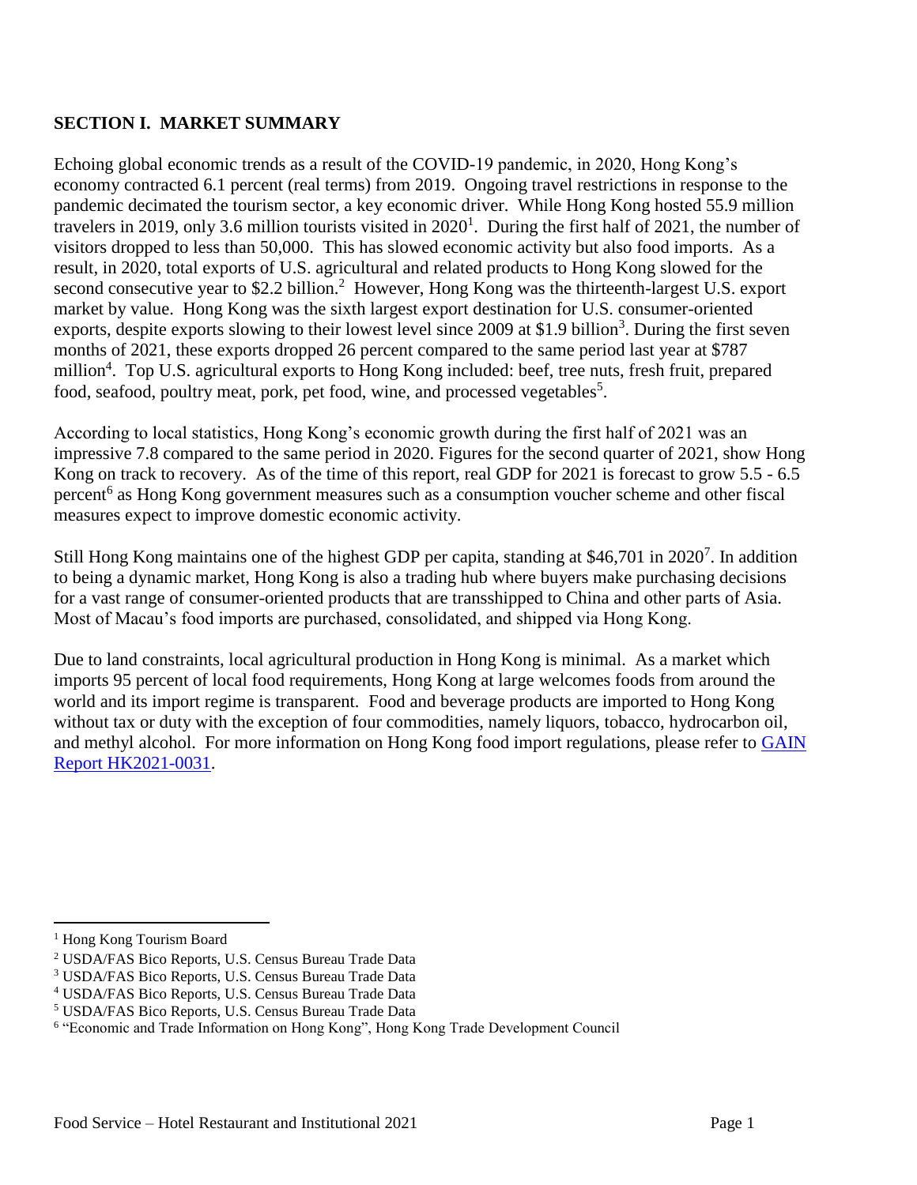## SECTION I. MARKET SUMMARY

Echoing global economic trends as a result of the COVID-19 pandemic, in 2020, Hong Kong's economy contracted 6.1 percent (real terms) from 2019. Ongoing travel restrictions in response to the pandemic decimated the tourism sector, a key economic driver. While Hong Kong hosted 55.9 million travelers in 2019, only 3.6 million tourists visited in 2020[1]. During the first half of 2021, the number of visitors dropped to less than 50,000. This has slowed economic activity but also food imports. As a result, in 2020, total exports of U.S. agricultural and related products to Hong Kong slowed for the second consecutive year to $2.2 billion.[2] However, Hong Kong was the thirteenth-largest U.S. export market by value. Hong Kong was the sixth largest export destination for U.S. consumer-oriented exports, despite exports slowing to their lowest level since 2009 at $1.9 billion[3]. During the first seven months of 2021, these exports dropped 26 percent compared to the same period last year at $787 million[4]. Top U.S. agricultural exports to Hong Kong included: beef, tree nuts, fresh fruit, prepared food, seafood, poultry meat, pork, pet food, wine, and processed vegetables[5].

According to local statistics, Hong Kong's economic growth during the first half of 2021 was an impressive 7.8 compared to the same period in 2020. Figures for the second quarter of 2021, show Hong Kong on track to recovery. As of the time of this report, real GDP for 2021 is forecast to grow 5.5 - 6.5 percent[6] as Hong Kong government measures such as a consumption voucher scheme and other fiscal measures expect to improve domestic economic activity.

Still Hong Kong maintains one of the highest GDP per capita, standing at $46,701 in 2020[7]. In addition to being a dynamic market, Hong Kong is also a trading hub where buyers make purchasing decisions for a vast range of consumer-oriented products that are transshipped to China and other parts of Asia. Most of Macau's food imports are purchased, consolidated, and shipped via Hong Kong.

Due to land constraints, local agricultural production in Hong Kong is minimal. As a market which imports 95 percent of local food requirements, Hong Kong at large welcomes foods from around the world and its import regime is transparent. Food and beverage products are imported to Hong Kong without tax or duty with the exception of four commodities, namely liquors, tobacco, hydrocarbon oil, and methyl alcohol. For more information on Hong Kong food import regulations, please refer to GAIN Report HK2021-0031.

---

[1] Hong Kong Tourism Board

[2] USDA/FAS Bico Reports, U.S. Census Bureau Trade Data

[3] USDA/FAS Bico Reports, U.S. Census Bureau Trade Data

[4] USDA/FAS Bico Reports, U.S. Census Bureau Trade Data

[5] USDA/FAS Bico Reports, U.S. Census Bureau Trade Data

[6] "Economic and Trade Information on Hong Kong", Hong Kong Trade Development Council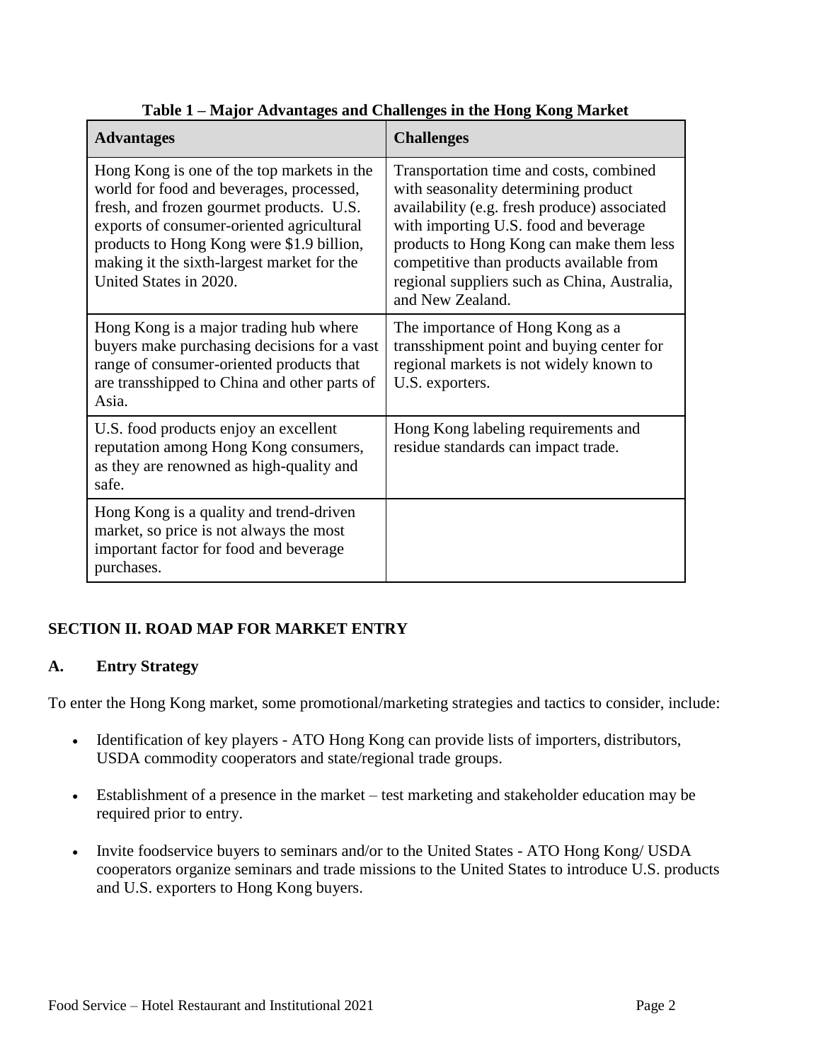**Table 1 – Major Advantages and Challenges in the Hong Kong Market**

| Advantages | Challenges |
|---|---|
| Hong Kong is one of the top markets in the world for food and beverages, processed, fresh, and frozen gourmet products. U.S. exports of consumer-oriented agricultural products to Hong Kong were $1.9 billion, making it the sixth-largest market for the United States in 2020. | Transportation time and costs, combined with seasonality determining product availability (e.g. fresh produce) associated with importing U.S. food and beverage products to Hong Kong can make them less competitive than products available from regional suppliers such as China, Australia, and New Zealand. |
| Hong Kong is a major trading hub where buyers make purchasing decisions for a vast range of consumer-oriented products that are transshipped to China and other parts of Asia. | The importance of Hong Kong as a transshipment point and buying center for regional markets is not widely known to U.S. exporters. |
| U.S. food products enjoy an excellent reputation among Hong Kong consumers, as they are renowned as high-quality and safe. | Hong Kong labeling requirements and residue standards can impact trade. |
| Hong Kong is a quality and trend-driven market, so price is not always the most important factor for food and beverage purchases. | |

## SECTION II. ROAD MAP FOR MARKET ENTRY

### A. Entry Strategy

To enter the Hong Kong market, some promotional/marketing strategies and tactics to consider, include:

- Identification of key players - ATO Hong Kong can provide lists of importers, distributors, USDA commodity cooperators and state/regional trade groups.
- Establishment of a presence in the market – test marketing and stakeholder education may be required prior to entry.
- Invite foodservice buyers to seminars and/or to the United States - ATO Hong Kong/ USDA cooperators organize seminars and trade missions to the United States to introduce U.S. products and U.S. exporters to Hong Kong buyers.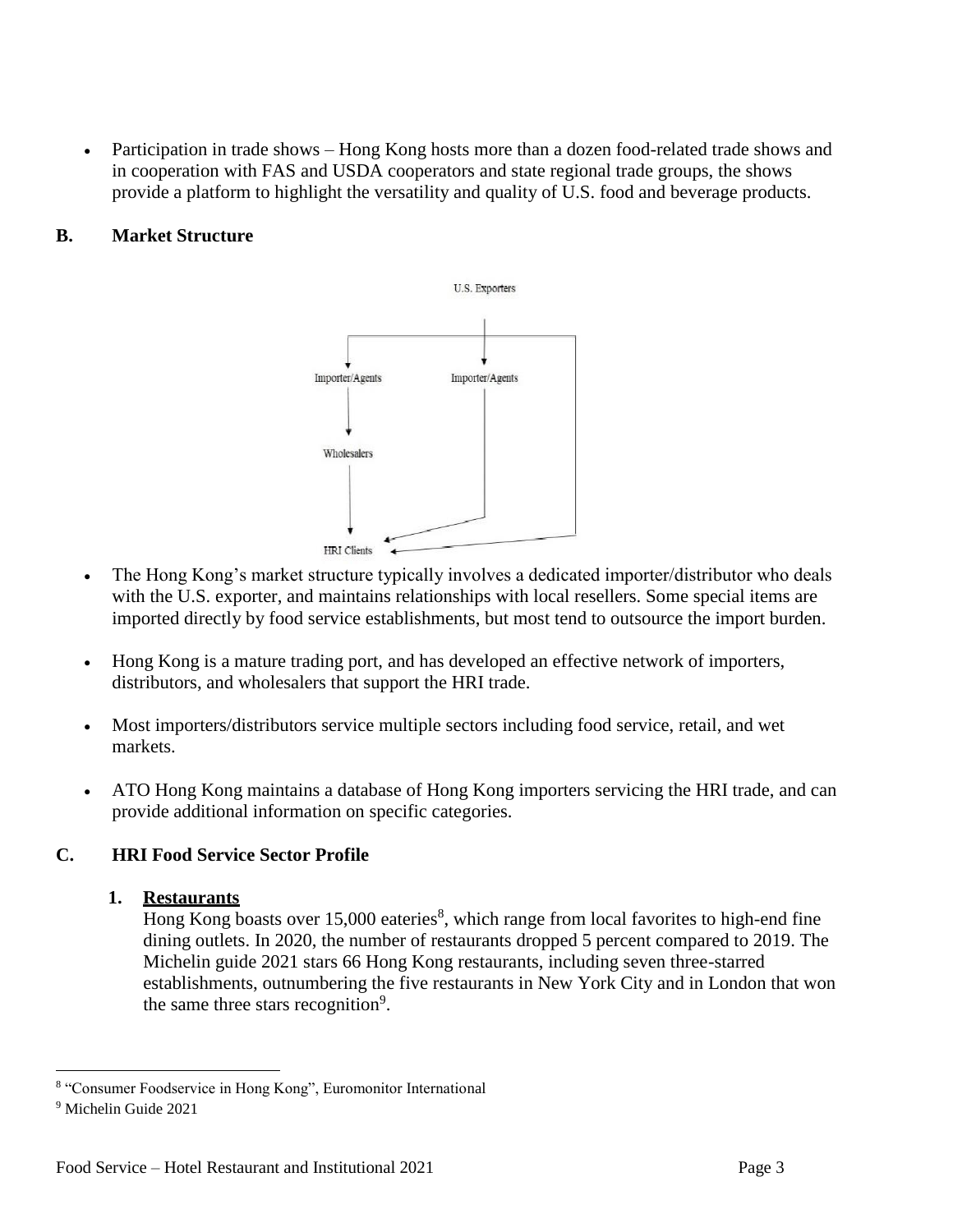- Participation in trade shows – Hong Kong hosts more than a dozen food-related trade shows and in cooperation with FAS and USDA cooperators and state regional trade groups, the shows provide a platform to highlight the versatility and quality of U.S. food and beverage products.

## B. Market Structure

U.S. Exporters

Importer/Agents

Importer/Agents

Wholesalers

HRI Clients

- The Hong Kong's market structure typically involves a dedicated importer/distributor who deals with the U.S. exporter, and maintains relationships with local resellers. Some special items are imported directly by food service establishments, but most tend to outsource the import burden.
- Hong Kong is a mature trading port, and has developed an effective network of importers, distributors, and wholesalers that support the HRI trade.
- Most importers/distributors service multiple sectors including food service, retail, and wet markets.
- ATO Hong Kong maintains a database of Hong Kong importers servicing the HRI trade, and can provide additional information on specific categories.

## C. HRI Food Service Sector Profile

### 1. Restaurants

Hong Kong boasts over 15,000 eateries[8], which range from local favorites to high-end fine dining outlets. In 2020, the number of restaurants dropped 5 percent compared to 2019. The Michelin guide 2021 stars 66 Hong Kong restaurants, including seven three-starred establishments, outnumbering the five restaurants in New York City and in London that won the same three stars recognition[9].

[8] "Consumer Foodservice in Hong Kong", Euromonitor International

[9] Michelin Guide 2021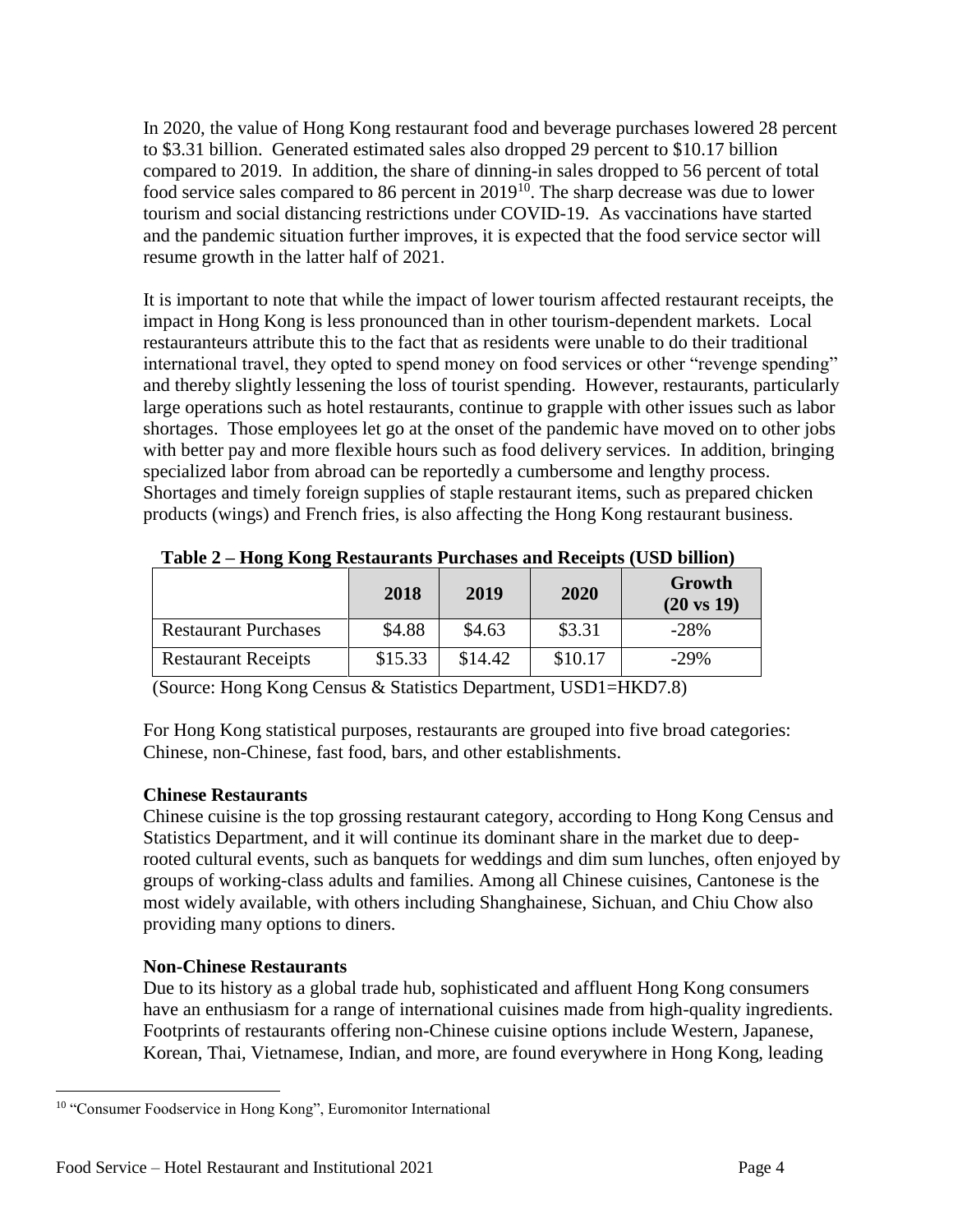In 2020, the value of Hong Kong restaurant food and beverage purchases lowered 28 percent to $3.31 billion. Generated estimated sales also dropped 29 percent to $10.17 billion compared to 2019. In addition, the share of dinning-in sales dropped to 56 percent of total food service sales compared to 86 percent in 2019[10]. The sharp decrease was due to lower tourism and social distancing restrictions under COVID-19. As vaccinations have started and the pandemic situation further improves, it is expected that the food service sector will resume growth in the latter half of 2021.

It is important to note that while the impact of lower tourism affected restaurant receipts, the impact in Hong Kong is less pronounced than in other tourism-dependent markets. Local restauranteurs attribute this to the fact that as residents were unable to do their traditional international travel, they opted to spend money on food services or other "revenge spending" and thereby slightly lessening the loss of tourist spending. However, restaurants, particularly large operations such as hotel restaurants, continue to grapple with other issues such as labor shortages. Those employees let go at the onset of the pandemic have moved on to other jobs with better pay and more flexible hours such as food delivery services. In addition, bringing specialized labor from abroad can be reportedly a cumbersome and lengthy process. Shortages and timely foreign supplies of staple restaurant items, such as prepared chicken products (wings) and French fries, is also affecting the Hong Kong restaurant business.

**Table 2 – Hong Kong Restaurants Purchases and Receipts (USD billion)**

| | 2018 | 2019 | 2020 | Growth (20 vs 19) |
|---|---|---|---|---|
| Restaurant Purchases | $4.88 | $4.63 | $3.31 | -28% |
| Restaurant Receipts | $15.33 | $14.42 | $10.17 | -29% |

(Source: Hong Kong Census & Statistics Department, USD1=HKD7.8)

For Hong Kong statistical purposes, restaurants are grouped into five broad categories: Chinese, non-Chinese, fast food, bars, and other establishments.

**Chinese Restaurants**

Chinese cuisine is the top grossing restaurant category, according to Hong Kong Census and Statistics Department, and it will continue its dominant share in the market due to deep-rooted cultural events, such as banquets for weddings and dim sum lunches, often enjoyed by groups of working-class adults and families. Among all Chinese cuisines, Cantonese is the most widely available, with others including Shanghainese, Sichuan, and Chiu Chow also providing many options to diners.

**Non-Chinese Restaurants**

Due to its history as a global trade hub, sophisticated and affluent Hong Kong consumers have an enthusiasm for a range of international cuisines made from high-quality ingredients. Footprints of restaurants offering non-Chinese cuisine options include Western, Japanese, Korean, Thai, Vietnamese, Indian, and more, are found everywhere in Hong Kong, leading

[10] "Consumer Foodservice in Hong Kong", Euromonitor International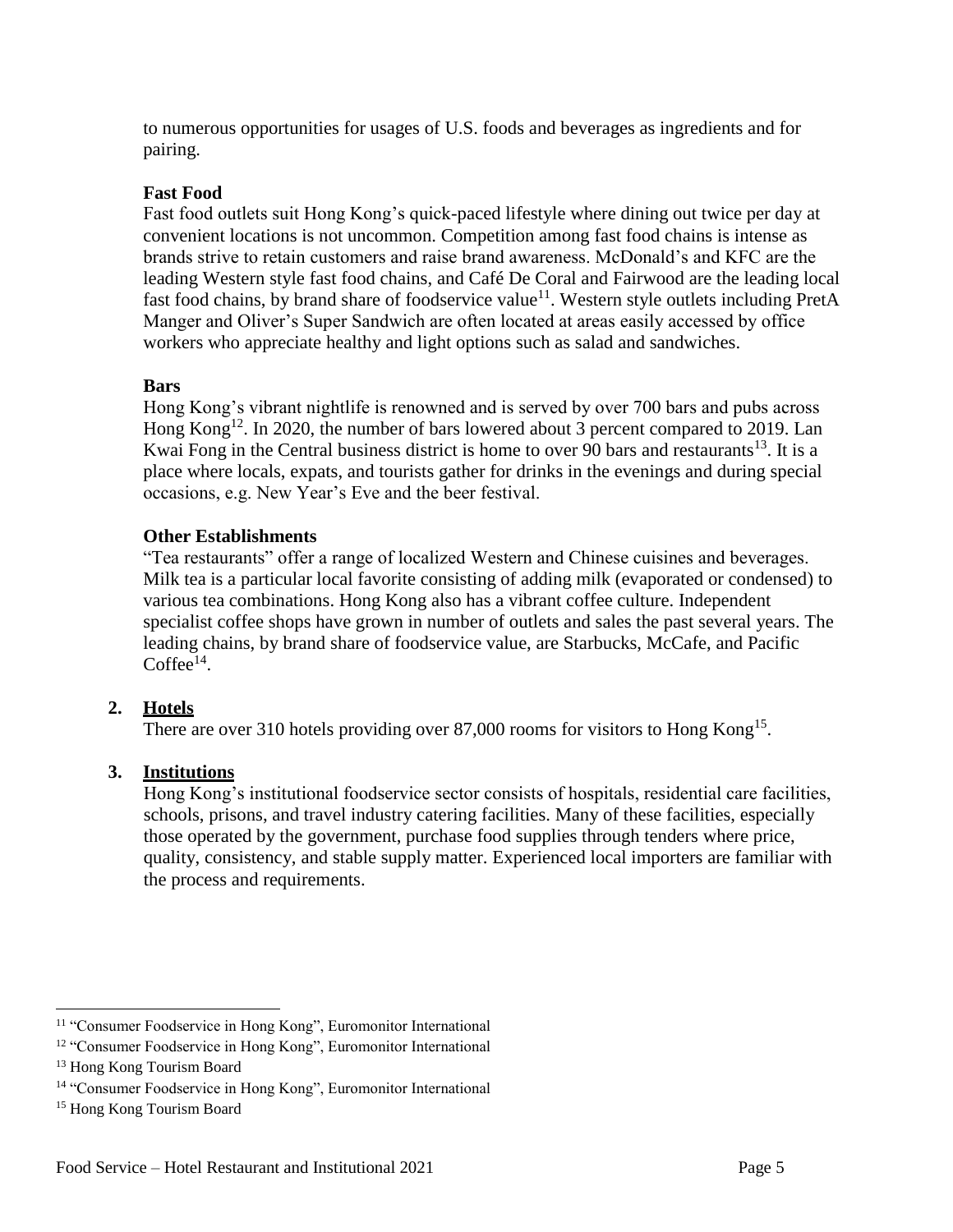to numerous opportunities for usages of U.S. foods and beverages as ingredients and for pairing.

**Fast Food**

Fast food outlets suit Hong Kong's quick-paced lifestyle where dining out twice per day at convenient locations is not uncommon. Competition among fast food chains is intense as brands strive to retain customers and raise brand awareness. McDonald's and KFC are the leading Western style fast food chains, and Café De Coral and Fairwood are the leading local fast food chains, by brand share of foodservice value[11]. Western style outlets including PretA Manger and Oliver's Super Sandwich are often located at areas easily accessed by office workers who appreciate healthy and light options such as salad and sandwiches.

**Bars**

Hong Kong's vibrant nightlife is renowned and is served by over 700 bars and pubs across Hong Kong[12]. In 2020, the number of bars lowered about 3 percent compared to 2019. Lan Kwai Fong in the Central business district is home to over 90 bars and restaurants[13]. It is a place where locals, expats, and tourists gather for drinks in the evenings and during special occasions, e.g. New Year's Eve and the beer festival.

**Other Establishments**

"Tea restaurants" offer a range of localized Western and Chinese cuisines and beverages. Milk tea is a particular local favorite consisting of adding milk (evaporated or condensed) to various tea combinations. Hong Kong also has a vibrant coffee culture. Independent specialist coffee shops have grown in number of outlets and sales the past several years. The leading chains, by brand share of foodservice value, are Starbucks, McCafe, and Pacific Coffee[14].

## 2. Hotels

There are over 310 hotels providing over 87,000 rooms for visitors to Hong Kong[15].

## 3. Institutions

Hong Kong's institutional foodservice sector consists of hospitals, residential care facilities, schools, prisons, and travel industry catering facilities. Many of these facilities, especially those operated by the government, purchase food supplies through tenders where price, quality, consistency, and stable supply matter. Experienced local importers are familiar with the process and requirements.

---

[11] "Consumer Foodservice in Hong Kong", Euromonitor International

[12] "Consumer Foodservice in Hong Kong", Euromonitor International

[13] Hong Kong Tourism Board

[14] "Consumer Foodservice in Hong Kong", Euromonitor International

[15] Hong Kong Tourism Board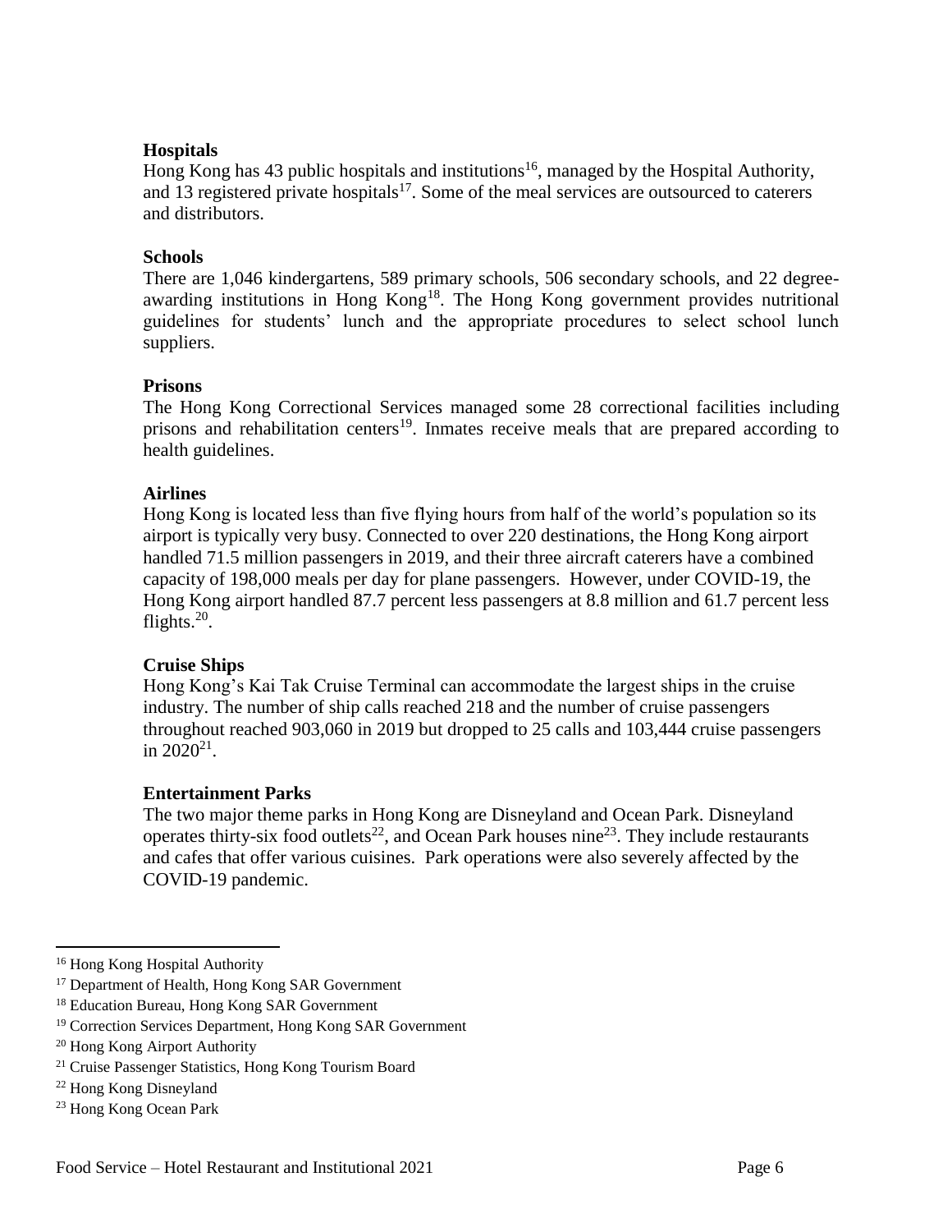**Hospitals**

Hong Kong has 43 public hospitals and institutions[16], managed by the Hospital Authority, and 13 registered private hospitals[17]. Some of the meal services are outsourced to caterers and distributors.

**Schools**

There are 1,046 kindergartens, 589 primary schools, 506 secondary schools, and 22 degree-awarding institutions in Hong Kong[18]. The Hong Kong government provides nutritional guidelines for students' lunch and the appropriate procedures to select school lunch suppliers.

**Prisons**

The Hong Kong Correctional Services managed some 28 correctional facilities including prisons and rehabilitation centers[19]. Inmates receive meals that are prepared according to health guidelines.

**Airlines**

Hong Kong is located less than five flying hours from half of the world's population so its airport is typically very busy. Connected to over 220 destinations, the Hong Kong airport handled 71.5 million passengers in 2019, and their three aircraft caterers have a combined capacity of 198,000 meals per day for plane passengers. However, under COVID-19, the Hong Kong airport handled 87.7 percent less passengers at 8.8 million and 61.7 percent less flights.[20].

**Cruise Ships**

Hong Kong's Kai Tak Cruise Terminal can accommodate the largest ships in the cruise industry. The number of ship calls reached 218 and the number of cruise passengers throughout reached 903,060 in 2019 but dropped to 25 calls and 103,444 cruise passengers in 2020[21].

**Entertainment Parks**

The two major theme parks in Hong Kong are Disneyland and Ocean Park. Disneyland operates thirty-six food outlets[22], and Ocean Park houses nine[23]. They include restaurants and cafes that offer various cuisines. Park operations were also severely affected by the COVID-19 pandemic.

---

[16] Hong Kong Hospital Authority

[17] Department of Health, Hong Kong SAR Government

[18] Education Bureau, Hong Kong SAR Government

[19] Correction Services Department, Hong Kong SAR Government

[20] Hong Kong Airport Authority

[21] Cruise Passenger Statistics, Hong Kong Tourism Board

[22] Hong Kong Disneyland

[23] Hong Kong Ocean Park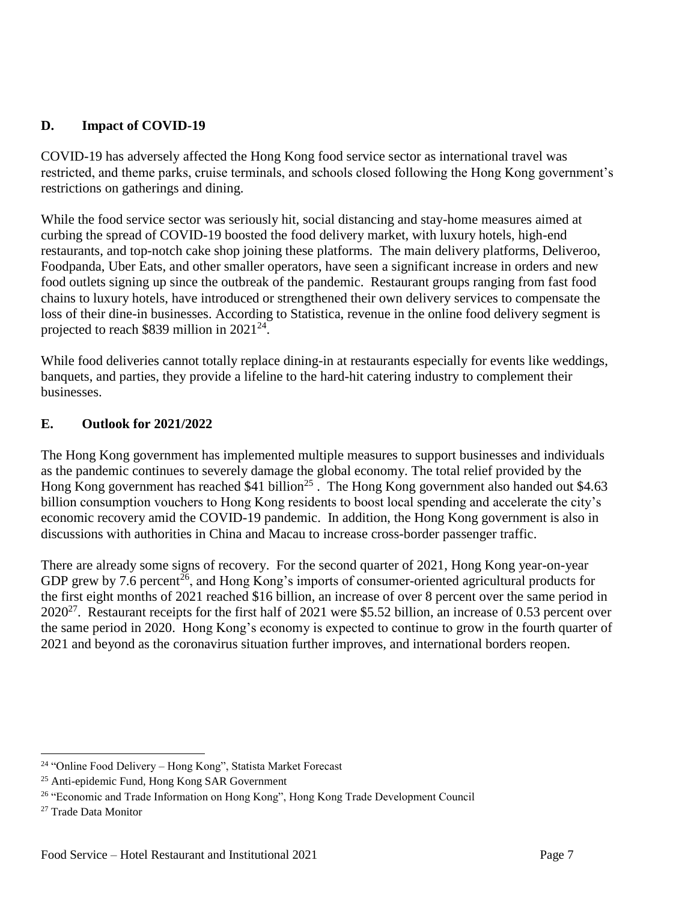## D. Impact of COVID-19

COVID-19 has adversely affected the Hong Kong food service sector as international travel was restricted, and theme parks, cruise terminals, and schools closed following the Hong Kong government's restrictions on gatherings and dining.

While the food service sector was seriously hit, social distancing and stay-home measures aimed at curbing the spread of COVID-19 boosted the food delivery market, with luxury hotels, high-end restaurants, and top-notch cake shop joining these platforms. The main delivery platforms, Deliveroo, Foodpanda, Uber Eats, and other smaller operators, have seen a significant increase in orders and new food outlets signing up since the outbreak of the pandemic. Restaurant groups ranging from fast food chains to luxury hotels, have introduced or strengthened their own delivery services to compensate the loss of their dine-in businesses. According to Statistica, revenue in the online food delivery segment is projected to reach $839 million in 2021[24].

While food deliveries cannot totally replace dining-in at restaurants especially for events like weddings, banquets, and parties, they provide a lifeline to the hard-hit catering industry to complement their businesses.

## E. Outlook for 2021/2022

The Hong Kong government has implemented multiple measures to support businesses and individuals as the pandemic continues to severely damage the global economy. The total relief provided by the Hong Kong government has reached $41 billion[25] . The Hong Kong government also handed out $4.63 billion consumption vouchers to Hong Kong residents to boost local spending and accelerate the city's economic recovery amid the COVID-19 pandemic. In addition, the Hong Kong government is also in discussions with authorities in China and Macau to increase cross-border passenger traffic.

There are already some signs of recovery. For the second quarter of 2021, Hong Kong year-on-year GDP grew by 7.6 percent[26], and Hong Kong's imports of consumer-oriented agricultural products for the first eight months of 2021 reached $16 billion, an increase of over 8 percent over the same period in 2020[27]. Restaurant receipts for the first half of 2021 were $5.52 billion, an increase of 0.53 percent over the same period in 2020. Hong Kong's economy is expected to continue to grow in the fourth quarter of 2021 and beyond as the coronavirus situation further improves, and international borders reopen.

---

[24] "Online Food Delivery – Hong Kong", Statista Market Forecast

[25] Anti-epidemic Fund, Hong Kong SAR Government

[26] "Economic and Trade Information on Hong Kong", Hong Kong Trade Development Council

[27] Trade Data Monitor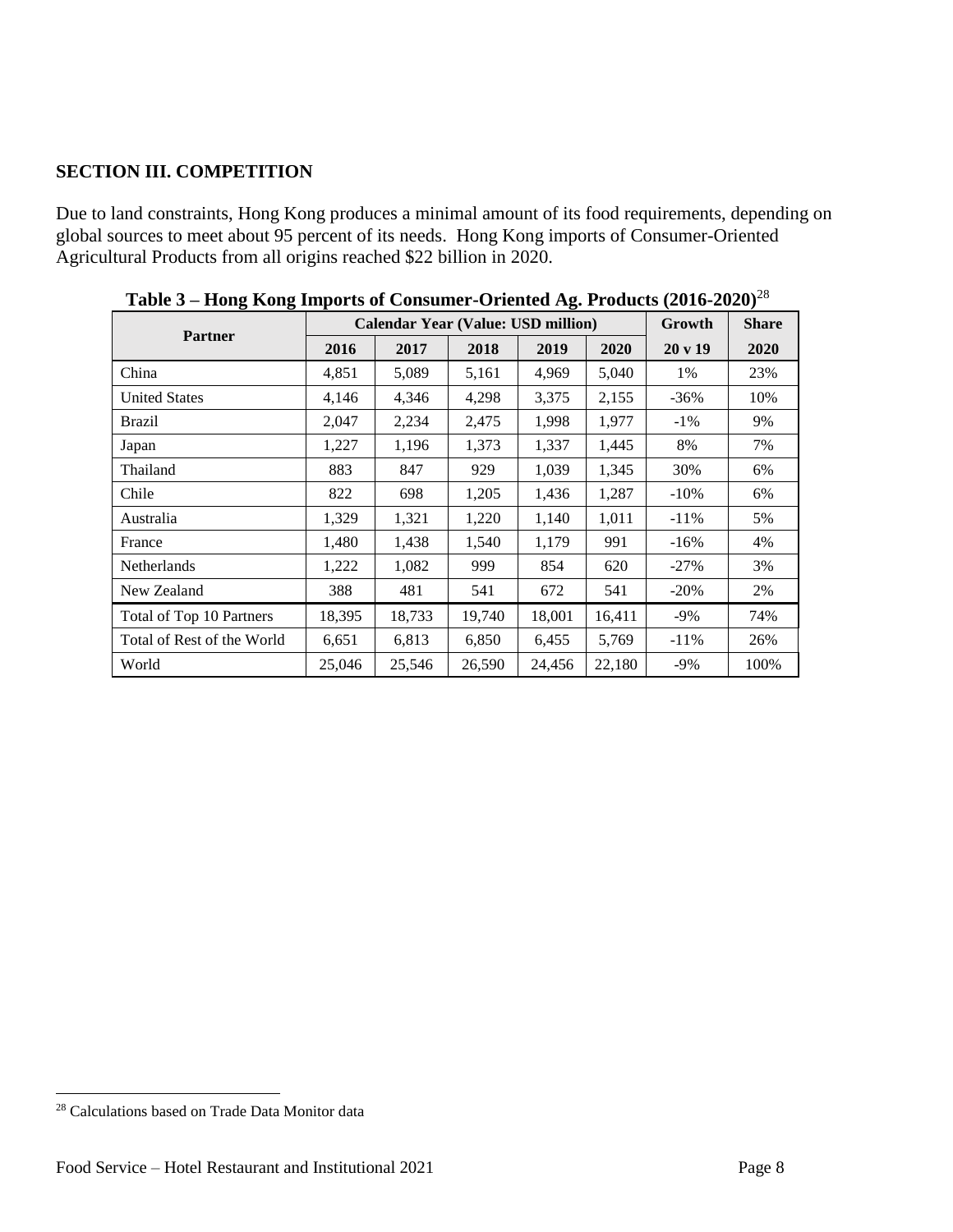## SECTION III. COMPETITION

Due to land constraints, Hong Kong produces a minimal amount of its food requirements, depending on global sources to meet about 95 percent of its needs. Hong Kong imports of Consumer-Oriented Agricultural Products from all origins reached $22 billion in 2020.

**Table 3 – Hong Kong Imports of Consumer-Oriented Ag. Products (2016-2020)**[28]

| Partner | Calendar Year (Value: USD million) | | | | | Growth | Share |
|---|---|---|---|---|---|---|---|
| | 2016 | 2017 | 2018 | 2019 | 2020 | 20 v 19 | 2020 |
| China | 4,851 | 5,089 | 5,161 | 4,969 | 5,040 | 1% | 23% |
| United States | 4,146 | 4,346 | 4,298 | 3,375 | 2,155 | -36% | 10% |
| Brazil | 2,047 | 2,234 | 2,475 | 1,998 | 1,977 | -1% | 9% |
| Japan | 1,227 | 1,196 | 1,373 | 1,337 | 1,445 | 8% | 7% |
| Thailand | 883 | 847 | 929 | 1,039 | 1,345 | 30% | 6% |
| Chile | 822 | 698 | 1,205 | 1,436 | 1,287 | -10% | 6% |
| Australia | 1,329 | 1,321 | 1,220 | 1,140 | 1,011 | -11% | 5% |
| France | 1,480 | 1,438 | 1,540 | 1,179 | 991 | -16% | 4% |
| Netherlands | 1,222 | 1,082 | 999 | 854 | 620 | -27% | 3% |
| New Zealand | 388 | 481 | 541 | 672 | 541 | -20% | 2% |
| Total of Top 10 Partners | 18,395 | 18,733 | 19,740 | 18,001 | 16,411 | -9% | 74% |
| Total of Rest of the World | 6,651 | 6,813 | 6,850 | 6,455 | 5,769 | -11% | 26% |
| World | 25,046 | 25,546 | 26,590 | 24,456 | 22,180 | -9% | 100% |

[28] Calculations based on Trade Data Monitor data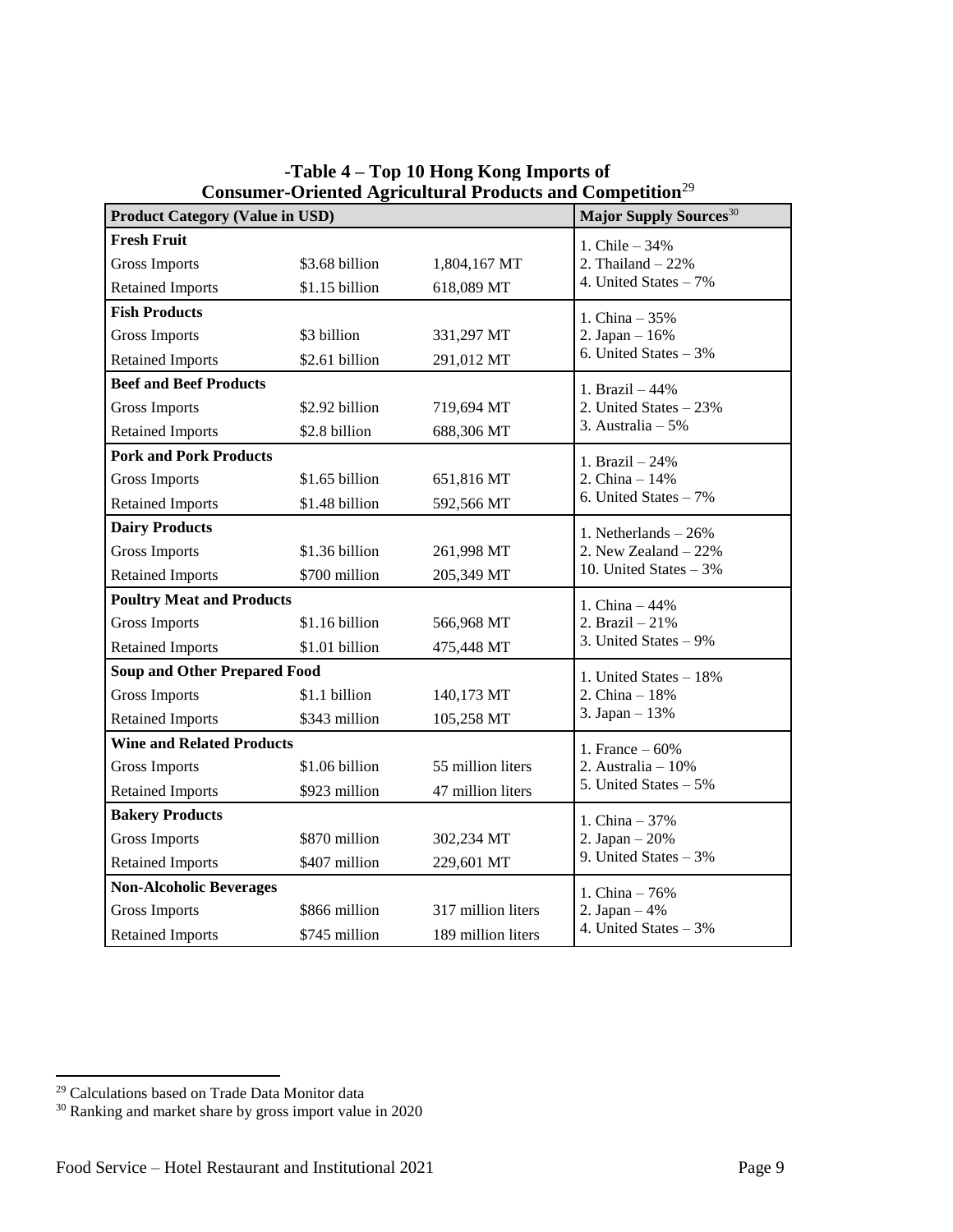**-Table 4 – Top 10 Hong Kong Imports of Consumer-Oriented Agricultural Products and Competition[29]**

| Product Category (Value in USD) | | | Major Supply Sources[30] |
|---|---|---|---|
| **Fresh Fruit** | | | 1. Chile – 34%<br>2. Thailand – 22%<br>4. United States – 7% |
| Gross Imports | $3.68 billion | 1,804,167 MT | |
| Retained Imports | $1.15 billion | 618,089 MT | |
| **Fish Products** | | | 1. China – 35%<br>2. Japan – 16%<br>6. United States – 3% |
| Gross Imports | $3 billion | 331,297 MT | |
| Retained Imports | $2.61 billion | 291,012 MT | |
| **Beef and Beef Products** | | | 1. Brazil – 44%<br>2. United States – 23%<br>3. Australia – 5% |
| Gross Imports | $2.92 billion | 719,694 MT | |
| Retained Imports | $2.8 billion | 688,306 MT | |
| **Pork and Pork Products** | | | 1. Brazil – 24%<br>2. China – 14%<br>6. United States – 7% |
| Gross Imports | $1.65 billion | 651,816 MT | |
| Retained Imports | $1.48 billion | 592,566 MT | |
| **Dairy Products** | | | 1. Netherlands – 26%<br>2. New Zealand – 22%<br>10. United States – 3% |
| Gross Imports | $1.36 billion | 261,998 MT | |
| Retained Imports | $700 million | 205,349 MT | |
| **Poultry Meat and Products** | | | 1. China – 44%<br>2. Brazil – 21%<br>3. United States – 9% |
| Gross Imports | $1.16 billion | 566,968 MT | |
| Retained Imports | $1.01 billion | 475,448 MT | |
| **Soup and Other Prepared Food** | | | 1. United States – 18%<br>2. China – 18%<br>3. Japan – 13% |
| Gross Imports | $1.1 billion | 140,173 MT | |
| Retained Imports | $343 million | 105,258 MT | |
| **Wine and Related Products** | | | 1. France – 60%<br>2. Australia – 10%<br>5. United States – 5% |
| Gross Imports | $1.06 billion | 55 million liters | |
| Retained Imports | $923 million | 47 million liters | |
| **Bakery Products** | | | 1. China – 37%<br>2. Japan – 20%<br>9. United States – 3% |
| Gross Imports | $870 million | 302,234 MT | |
| Retained Imports | $407 million | 229,601 MT | |
| **Non-Alcoholic Beverages** | | | 1. China – 76%<br>2. Japan – 4%<br>4. United States – 3% |
| Gross Imports | $866 million | 317 million liters | |
| Retained Imports | $745 million | 189 million liters | |

[29] Calculations based on Trade Data Monitor data

[30] Ranking and market share by gross import value in 2020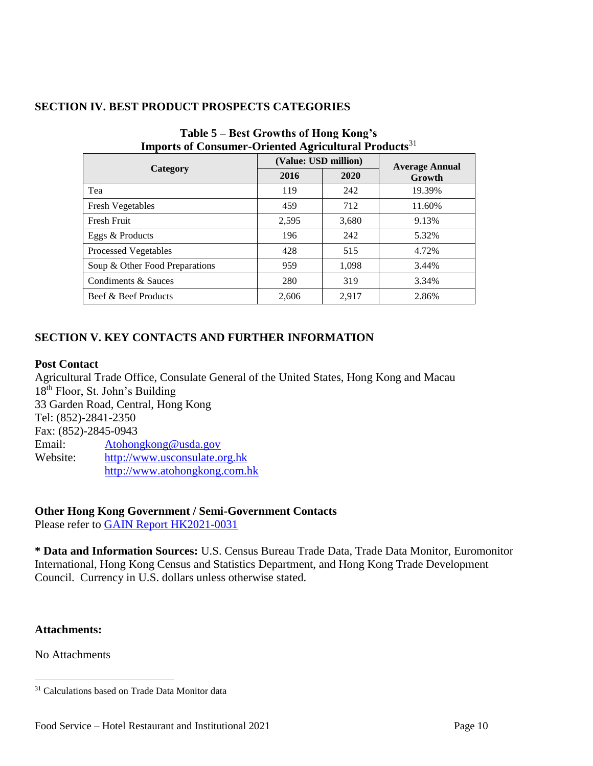## SECTION IV. BEST PRODUCT PROSPECTS CATEGORIES

**Table 5 – Best Growths of Hong Kong's Imports of Consumer-Oriented Agricultural Products**[31]

| Category | (Value: USD million) | | Average Annual Growth |
|---|---|---|---|
| | 2016 | 2020 | |
| Tea | 119 | 242 | 19.39% |
| Fresh Vegetables | 459 | 712 | 11.60% |
| Fresh Fruit | 2,595 | 3,680 | 9.13% |
| Eggs & Products | 196 | 242 | 5.32% |
| Processed Vegetables | 428 | 515 | 4.72% |
| Soup & Other Food Preparations | 959 | 1,098 | 3.44% |
| Condiments & Sauces | 280 | 319 | 3.34% |
| Beef & Beef Products | 2,606 | 2,917 | 2.86% |

## SECTION V. KEY CONTACTS AND FURTHER INFORMATION

**Post Contact**

Agricultural Trade Office, Consulate General of the United States, Hong Kong and Macau
18th Floor, St. John's Building
33 Garden Road, Central, Hong Kong
Tel: (852)-2841-2350
Fax: (852)-2845-0943
Email: Atohongkong@usda.gov
Website: http://www.usconsulate.org.hk
http://www.atohongkong.com.hk

**Other Hong Kong Government / Semi-Government Contacts**

Please refer to GAIN Report HK2021-0031

**\* Data and Information Sources:** U.S. Census Bureau Trade Data, Trade Data Monitor, Euromonitor International, Hong Kong Census and Statistics Department, and Hong Kong Trade Development Council. Currency in U.S. dollars unless otherwise stated.

**Attachments:**

No Attachments

[31] Calculations based on Trade Data Monitor data